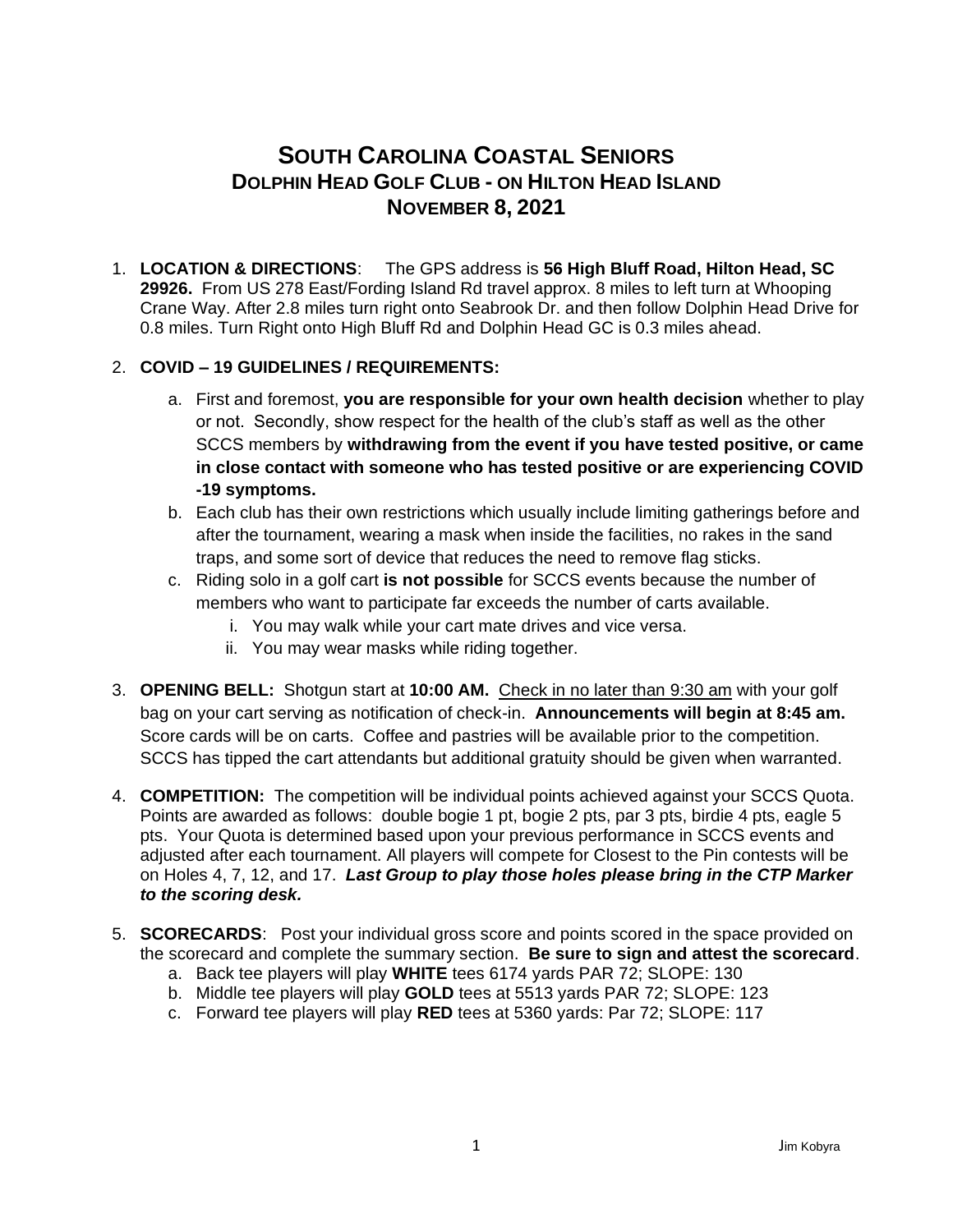# South Carolina Coastal Seniors
## Dolphin Head Golf Club - on Hilton Head Island
## November 8, 2021

1. **LOCATION & DIRECTIONS**: The GPS address is **56 High Bluff Road, Hilton Head, SC 29926.** From US 278 East/Fording Island Rd travel approx. 8 miles to left turn at Whooping Crane Way. After 2.8 miles turn right onto Seabrook Dr. and then follow Dolphin Head Drive for 0.8 miles. Turn Right onto High Bluff Rd and Dolphin Head GC is 0.3 miles ahead.

2. **COVID – 19 GUIDELINES / REQUIREMENTS:**
   a. First and foremost, **you are responsible for your own health decision** whether to play or not. Secondly, show respect for the health of the club's staff as well as the other SCCS members by **withdrawing from the event if you have tested positive, or came in close contact with someone who has tested positive or are experiencing COVID -19 symptoms.**
   b. Each club has their own restrictions which usually include limiting gatherings before and after the tournament, wearing a mask when inside the facilities, no rakes in the sand traps, and some sort of device that reduces the need to remove flag sticks.
   c. Riding solo in a golf cart **is not possible** for SCCS events because the number of members who want to participate far exceeds the number of carts available.
      i. You may walk while your cart mate drives and vice versa.
      ii. You may wear masks while riding together.

3. **OPENING BELL:** Shotgun start at **10:00 AM.** <u>Check in no later than 9:30 am</u> with your golf bag on your cart serving as notification of check-in. **Announcements will begin at 8:45 am.** Score cards will be on carts. Coffee and pastries will be available prior to the competition. SCCS has tipped the cart attendants but additional gratuity should be given when warranted.

4. **COMPETITION:** The competition will be individual points achieved against your SCCS Quota. Points are awarded as follows: double bogie 1 pt, bogie 2 pts, par 3 pts, birdie 4 pts, eagle 5 pts. Your Quota is determined based upon your previous performance in SCCS events and adjusted after each tournament. All players will compete for Closest to the Pin contests will be on Holes 4, 7, 12, and 17. ***Last Group to play those holes please bring in the CTP Marker to the scoring desk.***

5. **SCORECARDS**: Post your individual gross score and points scored in the space provided on the scorecard and complete the summary section. **Be sure to sign and attest the scorecard**.
   a. Back tee players will play **WHITE** tees 6174 yards PAR 72; SLOPE: 130
   b. Middle tee players will play **GOLD** tees at 5513 yards PAR 72; SLOPE: 123
   c. Forward tee players will play **RED** tees at 5360 yards: Par 72; SLOPE: 117

Jim Kobyra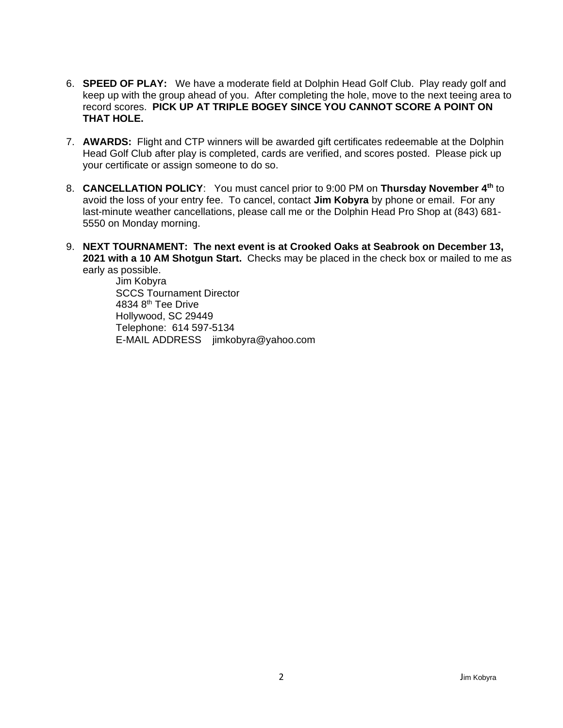6. **SPEED OF PLAY:** We have a moderate field at Dolphin Head Golf Club. Play ready golf and keep up with the group ahead of you. After completing the hole, move to the next teeing area to record scores. **PICK UP AT TRIPLE BOGEY SINCE YOU CANNOT SCORE A POINT ON THAT HOLE.**

7. **AWARDS:** Flight and CTP winners will be awarded gift certificates redeemable at the Dolphin Head Golf Club after play is completed, cards are verified, and scores posted. Please pick up your certificate or assign someone to do so.

8. **CANCELLATION POLICY**: You must cancel prior to 9:00 PM on **Thursday November 4th** to avoid the loss of your entry fee. To cancel, contact **Jim Kobyra** by phone or email. For any last-minute weather cancellations, please call me or the Dolphin Head Pro Shop at (843) 681-5550 on Monday morning.

9. **NEXT TOURNAMENT: The next event is at Crooked Oaks at Seabrook on December 13, 2021 with a 10 AM Shotgun Start.** Checks may be placed in the check box or mailed to me as early as possible.

   Jim Kobyra
   SCCS Tournament Director
   4834 8th Tee Drive
   Hollywood, SC 29449
   Telephone: 614 597-5134
   E-MAIL ADDRESS jimkobyra@yahoo.com